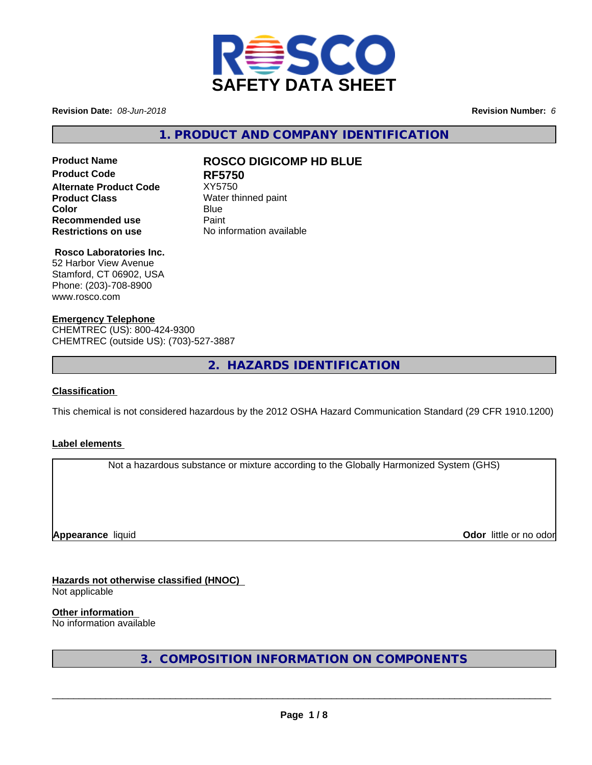# SAFETY DATA SHEET

**Revision Date:** *08-Jun-2018* **Revision Number:** *6*

## 1. PRODUCT AND COMPANY IDENTIFICATION

| | |
|---|---|
| **Product Name** | **ROSCO DIGICOMP HD BLUE** |
| **Product Code** | **RF5750** |
| **Alternate Product Code** | XY5750 |
| **Product Class** | Water thinned paint |
| **Color** | Blue |
| **Recommended use** | Paint |
| **Restrictions on use** | No information available |

**Rosco Laboratories Inc.**
52 Harbor View Avenue
Stamford, CT 06902, USA
Phone: (203)-708-8900
www.rosco.com

**Emergency Telephone**
CHEMTREC (US): 800-424-9300
CHEMTREC (outside US): (703)-527-3887

## 2. HAZARDS IDENTIFICATION

**Classification**

This chemical is not considered hazardous by the 2012 OSHA Hazard Communication Standard (29 CFR 1910.1200)

**Label elements**

Not a hazardous substance or mixture according to the Globally Harmonized System (GHS)

**Appearance** liquid **Odor** little or no odor

**Hazards not otherwise classified (HNOC)**
Not applicable

**Other information**
No information available

## 3. COMPOSITION INFORMATION ON COMPONENTS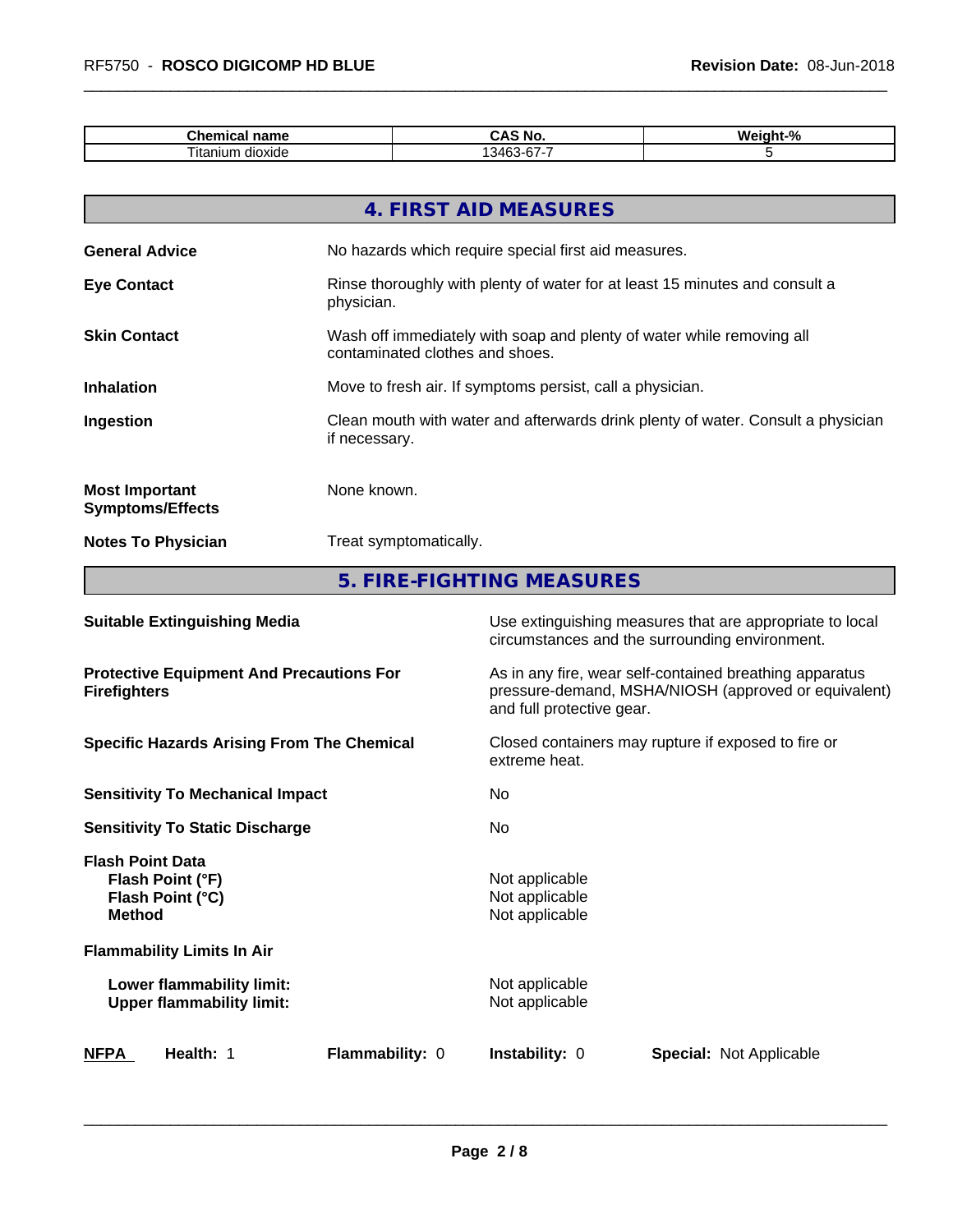| Chemical name | CAS No. | Weight-% |
| --- | --- | --- |
| Titanium dioxide | 13463-67-7 | 5 |

## 4. FIRST AID MEASURES

**General Advice** No hazards which require special first aid measures.

**Eye Contact** Rinse thoroughly with plenty of water for at least 15 minutes and consult a physician.

**Skin Contact** Wash off immediately with soap and plenty of water while removing all contaminated clothes and shoes.

**Inhalation** Move to fresh air. If symptoms persist, call a physician.

**Ingestion** Clean mouth with water and afterwards drink plenty of water. Consult a physician if necessary.

**Most Important Symptoms/Effects** None known.

**Notes To Physician** Treat symptomatically.

## 5. FIRE-FIGHTING MEASURES

**Suitable Extinguishing Media** Use extinguishing measures that are appropriate to local circumstances and the surrounding environment.

**Protective Equipment And Precautions For Firefighters** As in any fire, wear self-contained breathing apparatus pressure-demand, MSHA/NIOSH (approved or equivalent) and full protective gear.

**Specific Hazards Arising From The Chemical** Closed containers may rupture if exposed to fire or extreme heat.

**Sensitivity To Mechanical Impact** No

**Sensitivity To Static Discharge** No

**Flash Point Data**
**Flash Point (°F)** Not applicable
**Flash Point (°C)** Not applicable
**Method** Not applicable

**Flammability Limits In Air**

**Lower flammability limit:** Not applicable
**Upper flammability limit:** Not applicable

**NFPA** **Health:** 1 **Flammability:** 0 **Instability:** 0 **Special:** Not Applicable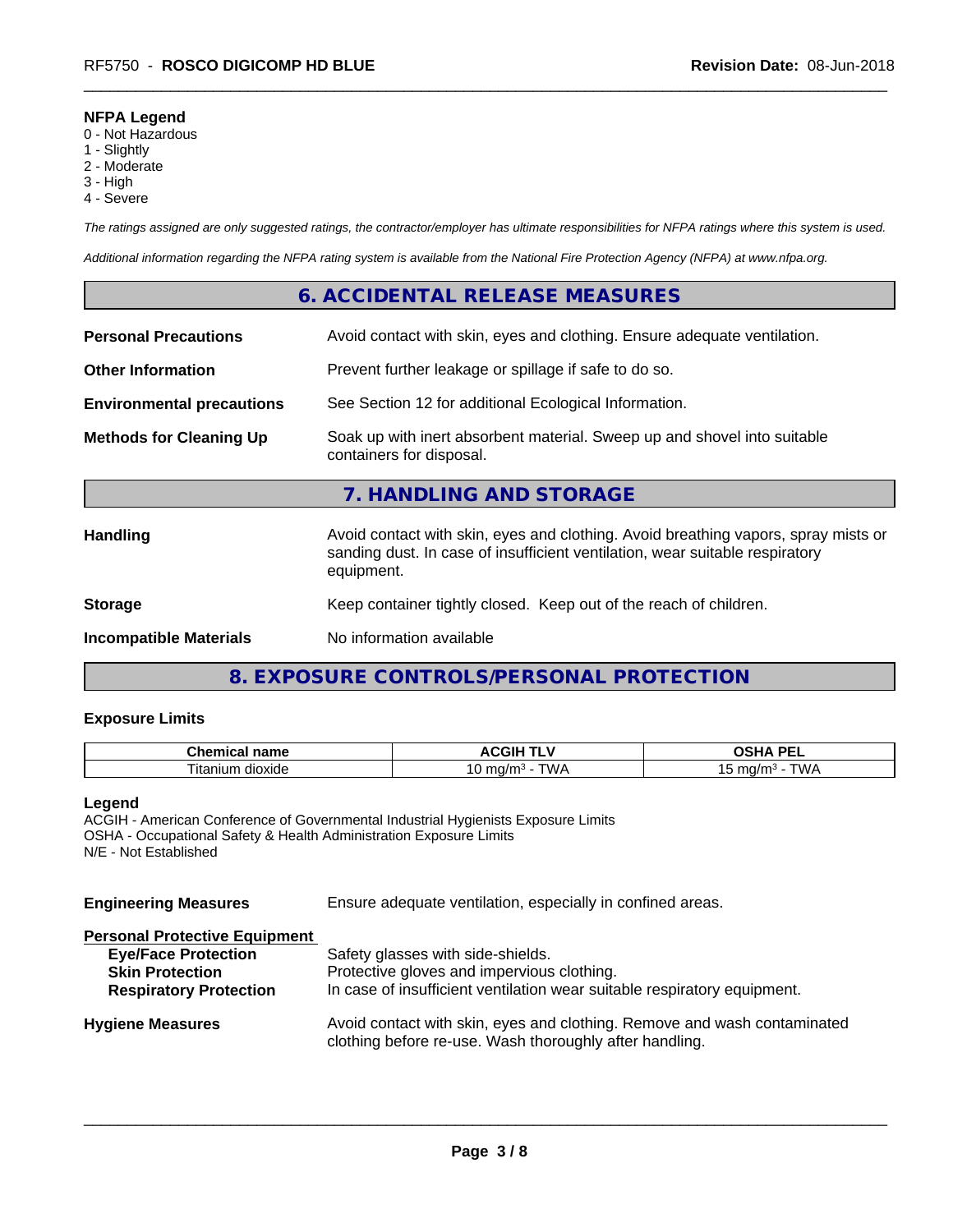**NFPA Legend**
0 - Not Hazardous
1 - Slightly
2 - Moderate
3 - High
4 - Severe

*The ratings assigned are only suggested ratings, the contractor/employer has ultimate responsibilities for NFPA ratings where this system is used.*

*Additional information regarding the NFPA rating system is available from the National Fire Protection Agency (NFPA) at www.nfpa.org.*

## 6. ACCIDENTAL RELEASE MEASURES

| | |
|---|---|
| **Personal Precautions** | Avoid contact with skin, eyes and clothing. Ensure adequate ventilation. |
| **Other Information** | Prevent further leakage or spillage if safe to do so. |
| **Environmental precautions** | See Section 12 for additional Ecological Information. |
| **Methods for Cleaning Up** | Soak up with inert absorbent material. Sweep up and shovel into suitable containers for disposal. |

## 7. HANDLING AND STORAGE

| | |
|---|---|
| **Handling** | Avoid contact with skin, eyes and clothing. Avoid breathing vapors, spray mists or sanding dust. In case of insufficient ventilation, wear suitable respiratory equipment. |
| **Storage** | Keep container tightly closed. Keep out of the reach of children. |
| **Incompatible Materials** | No information available |

## 8. EXPOSURE CONTROLS/PERSONAL PROTECTION

### Exposure Limits

| Chemical name | ACGIH TLV | OSHA PEL |
|---|---|---|
| Titanium dioxide | 10 mg/m³ - TWA | 15 mg/m³ - TWA |

**Legend**
ACGIH - American Conference of Governmental Industrial Hygienists Exposure Limits
OSHA - Occupational Safety & Health Administration Exposure Limits
N/E - Not Established

**Engineering Measures** Ensure adequate ventilation, especially in confined areas.

**Personal Protective Equipment**

| | |
|---|---|
| **Eye/Face Protection** | Safety glasses with side-shields. |
| **Skin Protection** | Protective gloves and impervious clothing. |
| **Respiratory Protection** | In case of insufficient ventilation wear suitable respiratory equipment. |

**Hygiene Measures** Avoid contact with skin, eyes and clothing. Remove and wash contaminated clothing before re-use. Wash thoroughly after handling.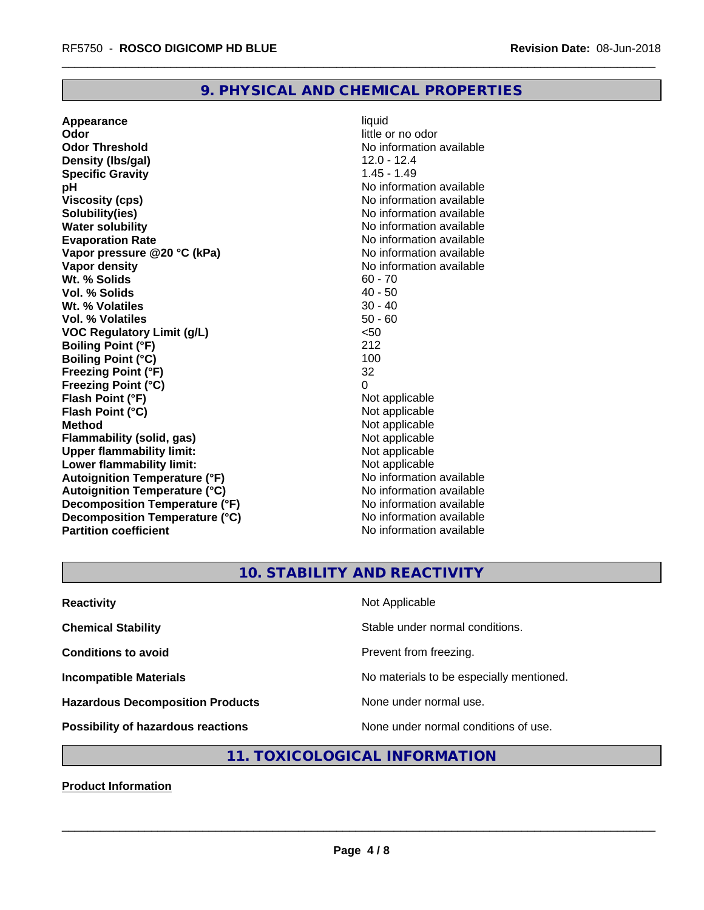## 9. PHYSICAL AND CHEMICAL PROPERTIES

| | |
|---|---|
| **Appearance** | liquid |
| **Odor** | little or no odor |
| **Odor Threshold** | No information available |
| **Density (lbs/gal)** | 12.0 - 12.4 |
| **Specific Gravity** | 1.45 - 1.49 |
| **pH** | No information available |
| **Viscosity (cps)** | No information available |
| **Solubility(ies)** | No information available |
| **Water solubility** | No information available |
| **Evaporation Rate** | No information available |
| **Vapor pressure @20 °C (kPa)** | No information available |
| **Vapor density** | No information available |
| **Wt. % Solids** | 60 - 70 |
| **Vol. % Solids** | 40 - 50 |
| **Wt. % Volatiles** | 30 - 40 |
| **Vol. % Volatiles** | 50 - 60 |
| **VOC Regulatory Limit (g/L)** | <50 |
| **Boiling Point (°F)** | 212 |
| **Boiling Point (°C)** | 100 |
| **Freezing Point (°F)** | 32 |
| **Freezing Point (°C)** | 0 |
| **Flash Point (°F)** | Not applicable |
| **Flash Point (°C)** | Not applicable |
| **Method** | Not applicable |
| **Flammability (solid, gas)** | Not applicable |
| **Upper flammability limit:** | Not applicable |
| **Lower flammability limit:** | Not applicable |
| **Autoignition Temperature (°F)** | No information available |
| **Autoignition Temperature (°C)** | No information available |
| **Decomposition Temperature (°F)** | No information available |
| **Decomposition Temperature (°C)** | No information available |
| **Partition coefficient** | No information available |

## 10. STABILITY AND REACTIVITY

| | |
|---|---|
| **Reactivity** | Not Applicable |
| **Chemical Stability** | Stable under normal conditions. |
| **Conditions to avoid** | Prevent from freezing. |
| **Incompatible Materials** | No materials to be especially mentioned. |
| **Hazardous Decomposition Products** | None under normal use. |
| **Possibility of hazardous reactions** | None under normal conditions of use. |

## 11. TOXICOLOGICAL INFORMATION

**Product Information**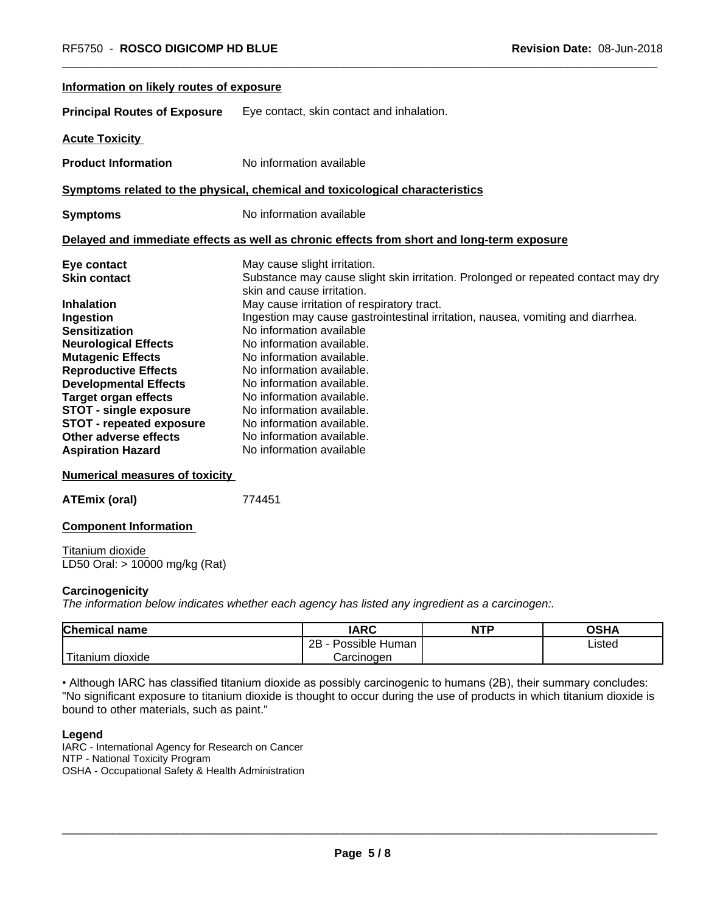**Information on likely routes of exposure**

**Principal Routes of Exposure** Eye contact, skin contact and inhalation.

**Acute Toxicity**

**Product Information** No information available

**Symptoms related to the physical, chemical and toxicological characteristics**

**Symptoms** No information available

**Delayed and immediate effects as well as chronic effects from short and long-term exposure**

**Eye contact** May cause slight irritation.
**Skin contact** Substance may cause slight skin irritation. Prolonged or repeated contact may dry skin and cause irritation.
**Inhalation** May cause irritation of respiratory tract.
**Ingestion** Ingestion may cause gastrointestinal irritation, nausea, vomiting and diarrhea.
**Sensitization** No information available
**Neurological Effects** No information available.
**Mutagenic Effects** No information available.
**Reproductive Effects** No information available.
**Developmental Effects** No information available.
**Target organ effects** No information available.
**STOT - single exposure** No information available.
**STOT - repeated exposure** No information available.
**Other adverse effects** No information available.
**Aspiration Hazard** No information available

**Numerical measures of toxicity**

**ATEmix (oral)** 774451

**Component Information**

Titanium dioxide
LD50 Oral: > 10000 mg/kg (Rat)

**Carcinogenicity**

*The information below indicates whether each agency has listed any ingredient as a carcinogen:.*

| Chemical name | IARC | NTP | OSHA |
| --- | --- | --- | --- |
| Titanium dioxide | 2B - Possible Human Carcinogen | | Listed |

• Although IARC has classified titanium dioxide as possibly carcinogenic to humans (2B), their summary concludes: "No significant exposure to titanium dioxide is thought to occur during the use of products in which titanium dioxide is bound to other materials, such as paint."

**Legend**
IARC - International Agency for Research on Cancer
NTP - National Toxicity Program
OSHA - Occupational Safety & Health Administration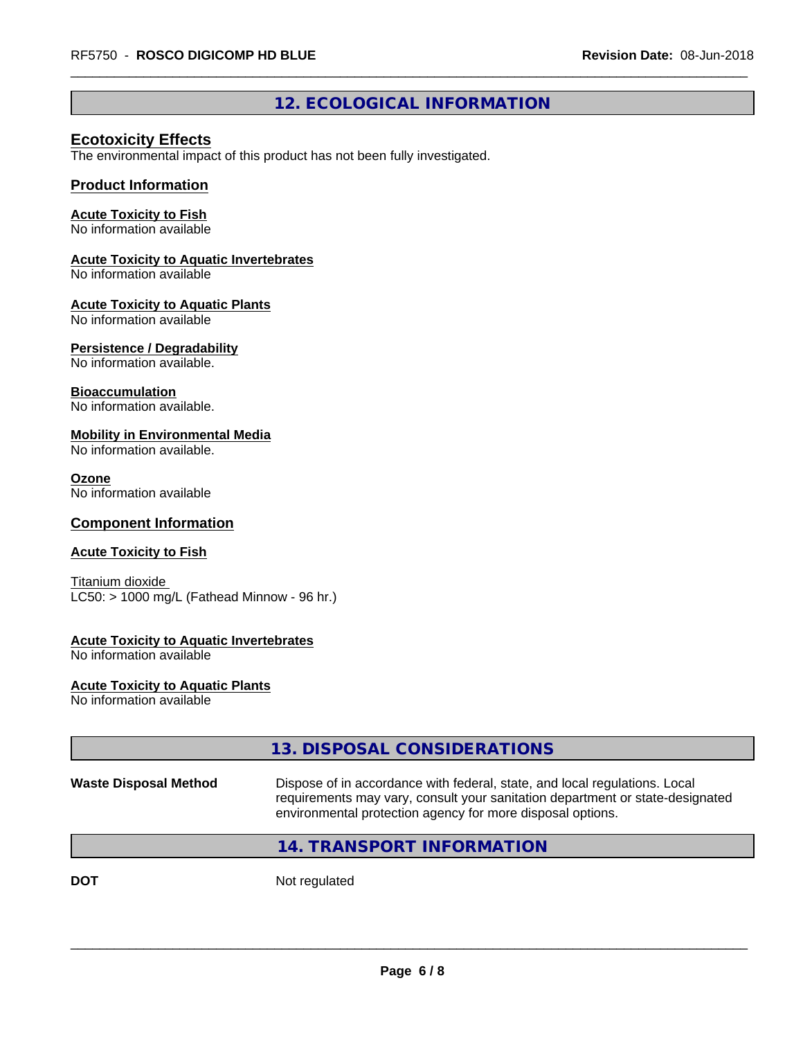## 12. ECOLOGICAL INFORMATION

### Ecotoxicity Effects

The environmental impact of this product has not been fully investigated.

### Product Information

**Acute Toxicity to Fish**
No information available

**Acute Toxicity to Aquatic Invertebrates**
No information available

**Acute Toxicity to Aquatic Plants**
No information available

**Persistence / Degradability**
No information available.

**Bioaccumulation**
No information available.

**Mobility in Environmental Media**
No information available.

**Ozone**
No information available

### Component Information

**Acute Toxicity to Fish**

Titanium dioxide
LC50: > 1000 mg/L (Fathead Minnow - 96 hr.)

**Acute Toxicity to Aquatic Invertebrates**
No information available

**Acute Toxicity to Aquatic Plants**
No information available

## 13. DISPOSAL CONSIDERATIONS

**Waste Disposal Method** Dispose of in accordance with federal, state, and local regulations. Local requirements may vary, consult your sanitation department or state-designated environmental protection agency for more disposal options.

## 14. TRANSPORT INFORMATION

**DOT** Not regulated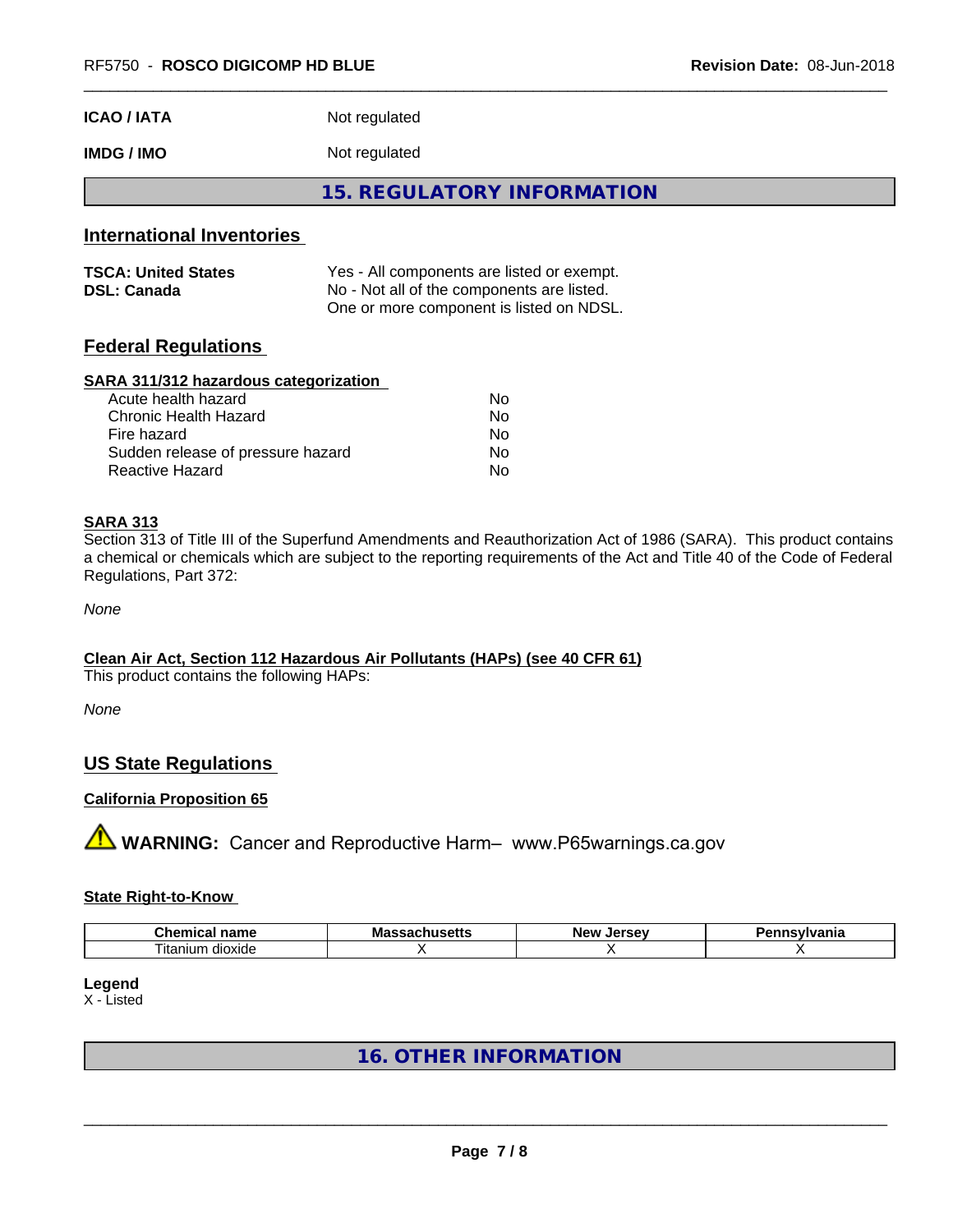| | |
|---|---|
| **ICAO / IATA** | Not regulated |
| **IMDG / IMO** | Not regulated |

## 15. REGULATORY INFORMATION

### International Inventories

| | |
|---|---|
| **TSCA: United States** | Yes - All components are listed or exempt. |
| **DSL: Canada** | No - Not all of the components are listed. One or more component is listed on NDSL. |

### Federal Regulations

**SARA 311/312 hazardous categorization**

| | |
|---|---|
| Acute health hazard | No |
| Chronic Health Hazard | No |
| Fire hazard | No |
| Sudden release of pressure hazard | No |
| Reactive Hazard | No |

**SARA 313**

Section 313 of Title III of the Superfund Amendments and Reauthorization Act of 1986 (SARA). This product contains a chemical or chemicals which are subject to the reporting requirements of the Act and Title 40 of the Code of Federal Regulations, Part 372:

*None*

**Clean Air Act, Section 112 Hazardous Air Pollutants (HAPs) (see 40 CFR 61)**

This product contains the following HAPs:

*None*

### US State Regulations

**California Proposition 65**

⚠ **WARNING:** Cancer and Reproductive Harm– www.P65warnings.ca.gov

**State Right-to-Know**

| Chemical name | Massachusetts | New Jersey | Pennsylvania |
|---|---|---|---|
| Titanium dioxide | X | X | X |

**Legend**

X - Listed

## 16. OTHER INFORMATION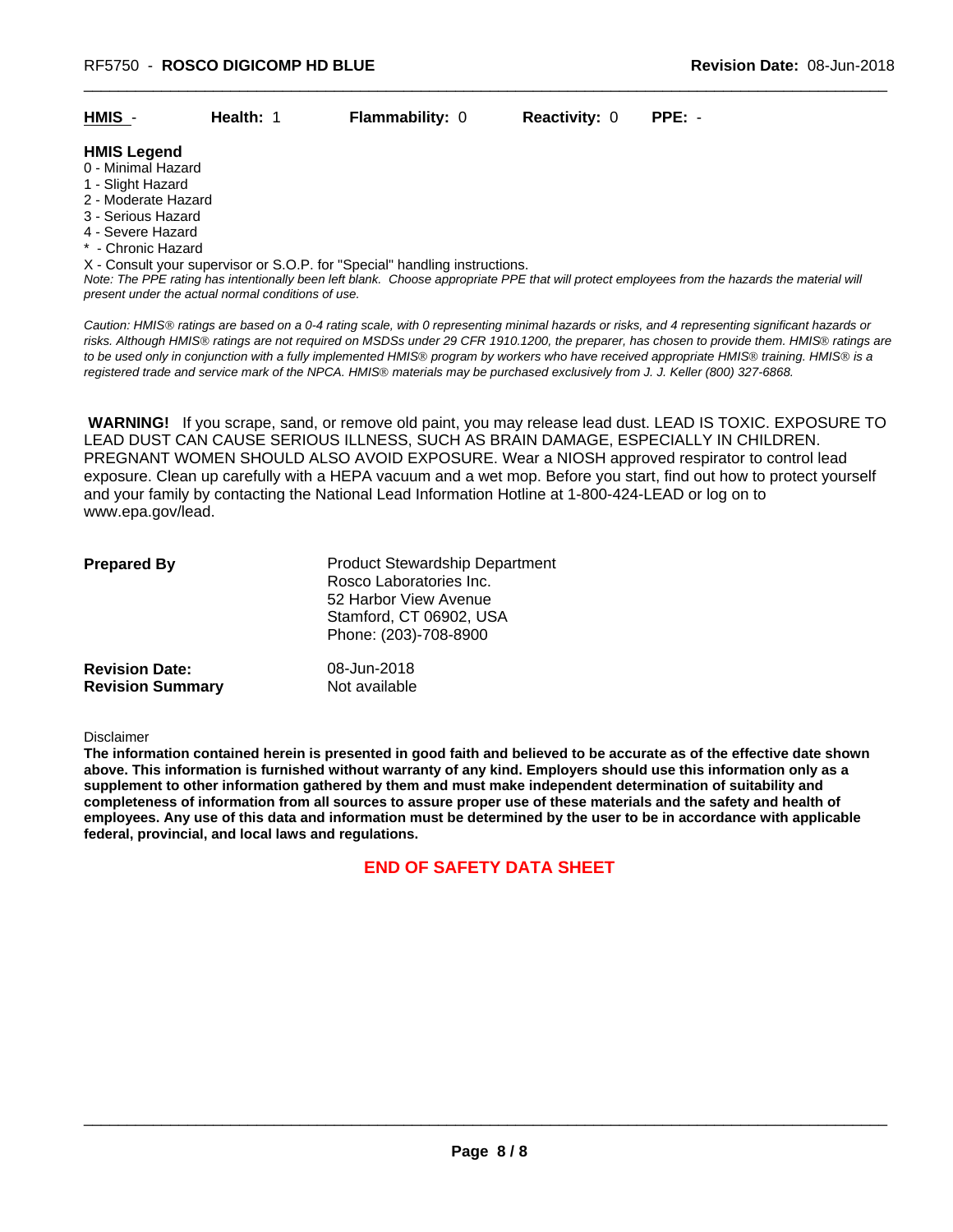| **HMIS** - | **Health:** 1 | **Flammability:** 0 | **Reactivity:** 0 | **PPE:** - |
| --- | --- | --- | --- | --- |

**HMIS Legend**

0 - Minimal Hazard
1 - Slight Hazard
2 - Moderate Hazard
3 - Serious Hazard
4 - Severe Hazard
* - Chronic Hazard
X - Consult your supervisor or S.O.P. for "Special" handling instructions.

*Note: The PPE rating has intentionally been left blank. Choose appropriate PPE that will protect employees from the hazards the material will present under the actual normal conditions of use.*

*Caution: HMIS® ratings are based on a 0-4 rating scale, with 0 representing minimal hazards or risks, and 4 representing significant hazards or risks. Although HMIS® ratings are not required on MSDSs under 29 CFR 1910.1200, the preparer, has chosen to provide them. HMIS® ratings are to be used only in conjunction with a fully implemented HMIS® program by workers who have received appropriate HMIS® training. HMIS® is a registered trade and service mark of the NPCA. HMIS® materials may be purchased exclusively from J. J. Keller (800) 327-6868.*

**WARNING!** If you scrape, sand, or remove old paint, you may release lead dust. LEAD IS TOXIC. EXPOSURE TO LEAD DUST CAN CAUSE SERIOUS ILLNESS, SUCH AS BRAIN DAMAGE, ESPECIALLY IN CHILDREN. PREGNANT WOMEN SHOULD ALSO AVOID EXPOSURE. Wear a NIOSH approved respirator to control lead exposure. Clean up carefully with a HEPA vacuum and a wet mop. Before you start, find out how to protect yourself and your family by contacting the National Lead Information Hotline at 1-800-424-LEAD or log on to www.epa.gov/lead.

| | |
| --- | --- |
| **Prepared By** | Product Stewardship Department<br>Rosco Laboratories Inc.<br>52 Harbor View Avenue<br>Stamford, CT 06902, USA<br>Phone: (203)-708-8900 |
| **Revision Date:** | 08-Jun-2018 |
| **Revision Summary** | Not available |

Disclaimer

**The information contained herein is presented in good faith and believed to be accurate as of the effective date shown above. This information is furnished without warranty of any kind. Employers should use this information only as a supplement to other information gathered by them and must make independent determination of suitability and completeness of information from all sources to assure proper use of these materials and the safety and health of employees. Any use of this data and information must be determined by the user to be in accordance with applicable federal, provincial, and local laws and regulations.**

**END OF SAFETY DATA SHEET**